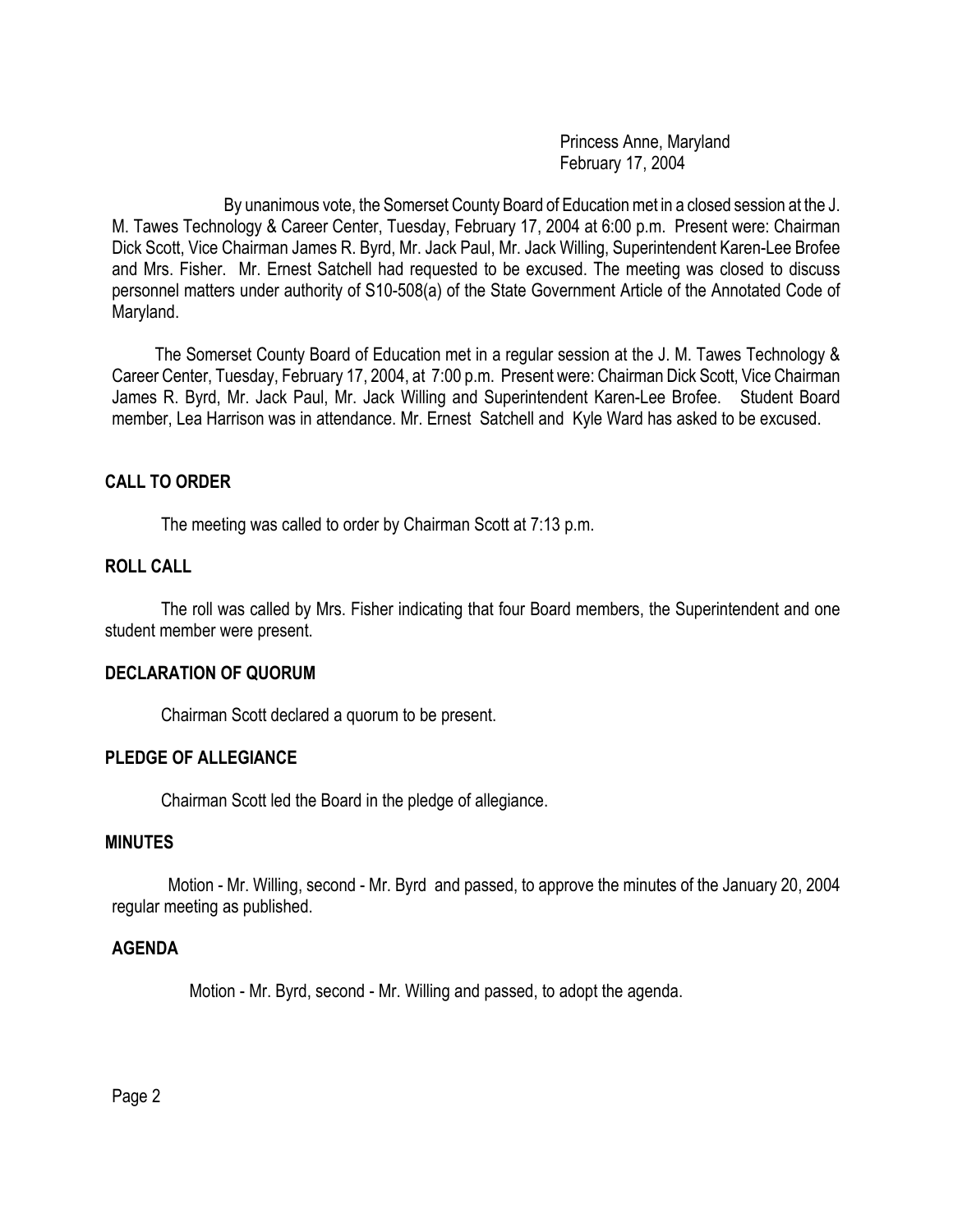Princess Anne, Maryland
February 17, 2004

By unanimous vote, the Somerset County Board of Education met in a closed session at the J. M. Tawes Technology & Career Center, Tuesday, February 17, 2004 at 6:00 p.m. Present were: Chairman Dick Scott, Vice Chairman James R. Byrd, Mr. Jack Paul, Mr. Jack Willing, Superintendent Karen-Lee Brofee and Mrs. Fisher. Mr. Ernest Satchell had requested to be excused. The meeting was closed to discuss personnel matters under authority of S10-508(a) of the State Government Article of the Annotated Code of Maryland.

The Somerset County Board of Education met in a regular session at the J. M. Tawes Technology & Career Center, Tuesday, February 17, 2004, at 7:00 p.m. Present were: Chairman Dick Scott, Vice Chairman James R. Byrd, Mr. Jack Paul, Mr. Jack Willing and Superintendent Karen-Lee Brofee. Student Board member, Lea Harrison was in attendance. Mr. Ernest Satchell and Kyle Ward has asked to be excused.

**CALL TO ORDER**

The meeting was called to order by Chairman Scott at 7:13 p.m.

**ROLL CALL**

The roll was called by Mrs. Fisher indicating that four Board members, the Superintendent and one student member were present.

**DECLARATION OF QUORUM**

Chairman Scott declared a quorum to be present.

**PLEDGE OF ALLEGIANCE**

Chairman Scott led the Board in the pledge of allegiance.

**MINUTES**

Motion - Mr. Willing, second - Mr. Byrd and passed, to approve the minutes of the January 20, 2004 regular meeting as published.

**AGENDA**

Motion - Mr. Byrd, second - Mr. Willing and passed, to adopt the agenda.

Page 2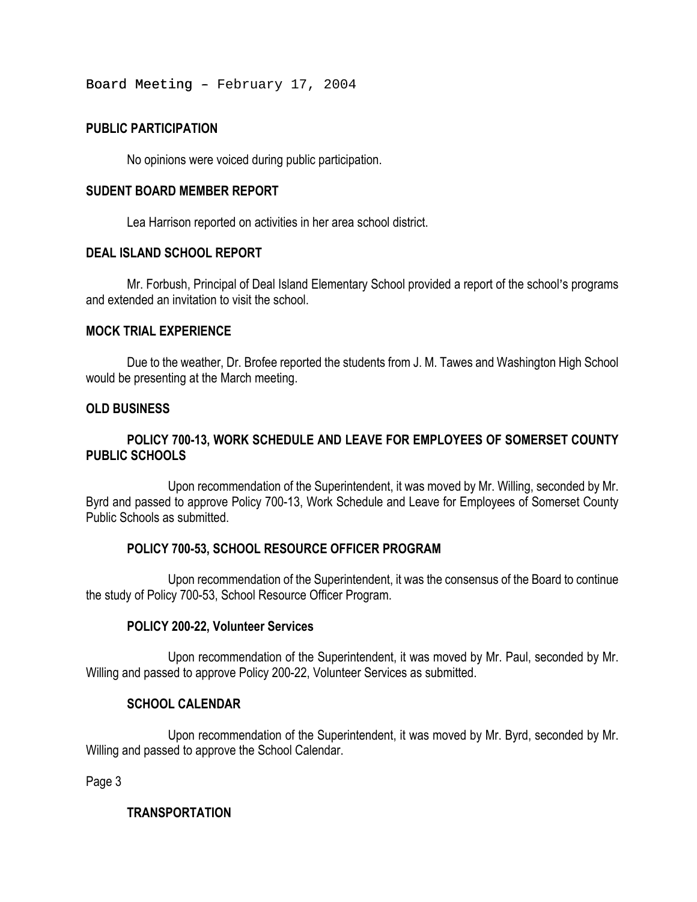Board Meeting – February 17, 2004

## PUBLIC PARTICIPATION

No opinions were voiced during public participation.

## SUDENT BOARD MEMBER REPORT

Lea Harrison reported on activities in her area school district.

## DEAL ISLAND SCHOOL REPORT

Mr. Forbush, Principal of Deal Island Elementary School provided a report of the school's programs and extended an invitation to visit the school.

## MOCK TRIAL EXPERIENCE

Due to the weather, Dr. Brofee reported the students from J. M. Tawes and Washington High School would be presenting at the March meeting.

## OLD BUSINESS

### POLICY 700-13, WORK SCHEDULE AND LEAVE FOR EMPLOYEES OF SOMERSET COUNTY PUBLIC SCHOOLS

Upon recommendation of the Superintendent, it was moved by Mr. Willing, seconded by Mr. Byrd and passed to approve Policy 700-13, Work Schedule and Leave for Employees of Somerset County Public Schools as submitted.

### POLICY 700-53, SCHOOL RESOURCE OFFICER PROGRAM

Upon recommendation of the Superintendent, it was the consensus of the Board to continue the study of Policy 700-53, School Resource Officer Program.

### POLICY 200-22, Volunteer Services

Upon recommendation of the Superintendent, it was moved by Mr. Paul, seconded by Mr. Willing and passed to approve Policy 200-22, Volunteer Services as submitted.

### SCHOOL CALENDAR

Upon recommendation of the Superintendent, it was moved by Mr. Byrd, seconded by Mr. Willing and passed to approve the School Calendar.

### TRANSPORTATION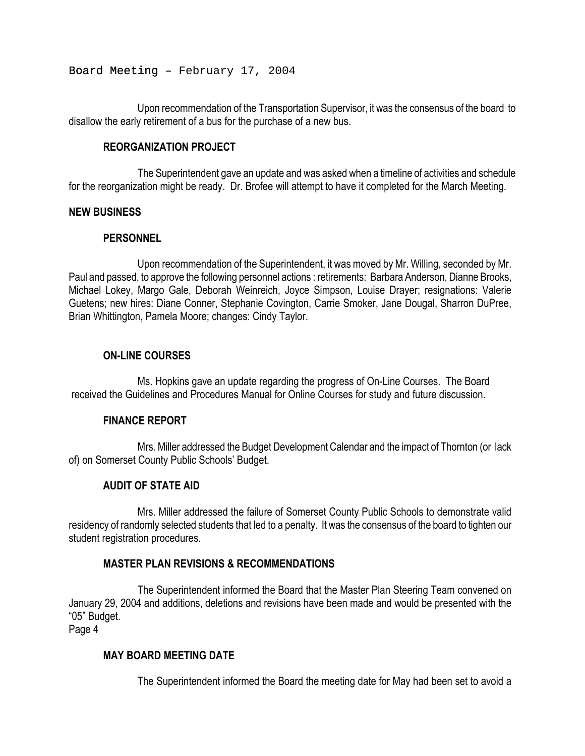Board Meeting – February 17, 2004

Upon recommendation of the Transportation Supervisor, it was the consensus of the board to disallow the early retirement of a bus for the purchase of a new bus.

### REORGANIZATION PROJECT

The Superintendent gave an update and was asked when a timeline of activities and schedule for the reorganization might be ready. Dr. Brofee will attempt to have it completed for the March Meeting.

## NEW BUSINESS

### PERSONNEL

Upon recommendation of the Superintendent, it was moved by Mr. Willing, seconded by Mr. Paul and passed, to approve the following personnel actions : retirements: Barbara Anderson, Dianne Brooks, Michael Lokey, Margo Gale, Deborah Weinreich, Joyce Simpson, Louise Drayer; resignations: Valerie Guetens; new hires: Diane Conner, Stephanie Covington, Carrie Smoker, Jane Dougal, Sharron DuPree, Brian Whittington, Pamela Moore; changes: Cindy Taylor.

### ON-LINE COURSES

Ms. Hopkins gave an update regarding the progress of On-Line Courses. The Board received the Guidelines and Procedures Manual for Online Courses for study and future discussion.

### FINANCE REPORT

Mrs. Miller addressed the Budget Development Calendar and the impact of Thornton (or lack of) on Somerset County Public Schools' Budget.

### AUDIT OF STATE AID

Mrs. Miller addressed the failure of Somerset County Public Schools to demonstrate valid residency of randomly selected students that led to a penalty. It was the consensus of the board to tighten our student registration procedures.

### MASTER PLAN REVISIONS & RECOMMENDATIONS

The Superintendent informed the Board that the Master Plan Steering Team convened on January 29, 2004 and additions, deletions and revisions have been made and would be presented with the "05" Budget.

### MAY BOARD MEETING DATE

The Superintendent informed the Board the meeting date for May had been set to avoid a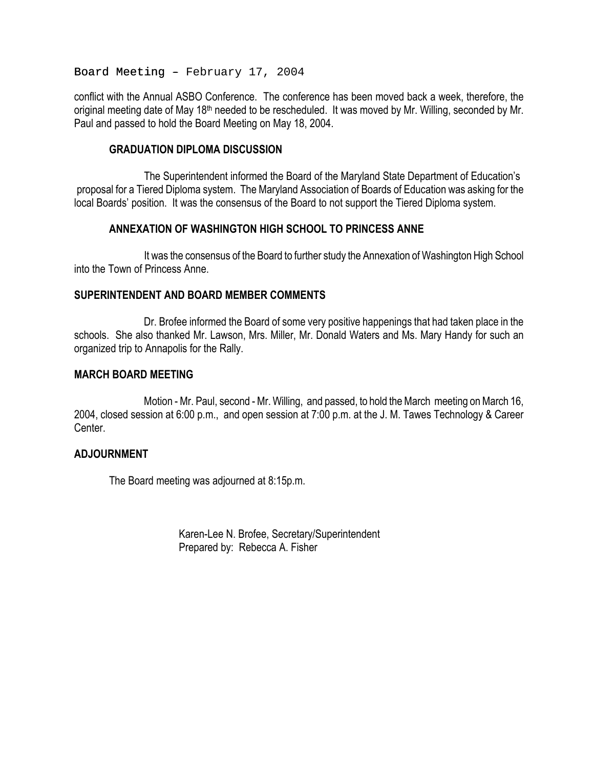conflict with the Annual ASBO Conference. The conference has been moved back a week, therefore, the original meeting date of May 18th needed to be rescheduled. It was moved by Mr. Willing, seconded by Mr. Paul and passed to hold the Board Meeting on May 18, 2004.

**GRADUATION DIPLOMA DISCUSSION**

The Superintendent informed the Board of the Maryland State Department of Education's proposal for a Tiered Diploma system. The Maryland Association of Boards of Education was asking for the local Boards' position. It was the consensus of the Board to not support the Tiered Diploma system.

**ANNEXATION OF WASHINGTON HIGH SCHOOL TO PRINCESS ANNE**

It was the consensus of the Board to further study the Annexation of Washington High School into the Town of Princess Anne.

**SUPERINTENDENT AND BOARD MEMBER COMMENTS**

Dr. Brofee informed the Board of some very positive happenings that had taken place in the schools. She also thanked Mr. Lawson, Mrs. Miller, Mr. Donald Waters and Ms. Mary Handy for such an organized trip to Annapolis for the Rally.

**MARCH BOARD MEETING**

Motion - Mr. Paul, second - Mr. Willing, and passed, to hold the March meeting on March 16, 2004, closed session at 6:00 p.m., and open session at 7:00 p.m. at the J. M. Tawes Technology & Career Center.

**ADJOURNMENT**

The Board meeting was adjourned at 8:15p.m.

Karen-Lee N. Brofee, Secretary/Superintendent
Prepared by: Rebecca A. Fisher